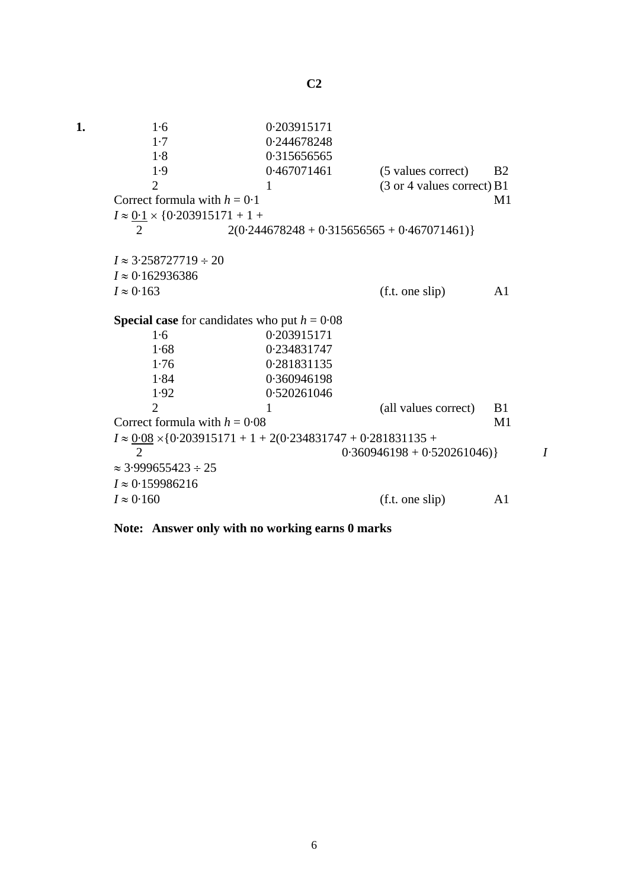# C2

**1.**

| | | | |
|---|---|---|---|
| 1·6 | 0·203915171 | | |
| 1·7 | 0·244678248 | | |
| 1·8 | 0·315656565 | | |
| 1·9 | 0·467071461 | (5 values correct) | B2 |
| 2 | 1 | (3 or 4 values correct) | B1 |

Correct formula with $h = 0{\cdot}1$ — M1

$$I \approx \frac{0{\cdot}1}{2} \times \{0{\cdot}203915171 + 1 + 2(0{\cdot}244678248 + 0{\cdot}315656565 + 0{\cdot}467071461)\}$$

$I \approx 3{\cdot}258727719 \div 20$

$I \approx 0{\cdot}162936386$

$I \approx 0{\cdot}163$ (f.t. one slip) A1

**Special case** for candidates who put $h = 0{\cdot}08$

| | | | |
|---|---|---|---|
| 1·6 | 0·203915171 | | |
| 1·68 | 0·234831747 | | |
| 1·76 | 0·281831135 | | |
| 1·84 | 0·360946198 | | |
| 1·92 | 0·520261046 | | |
| 2 | 1 | (all values correct) | B1 |

Correct formula with $h = 0{\cdot}08$ — M1

$$I \approx \frac{0{\cdot}08}{2} \times \{0{\cdot}203915171 + 1 + 2(0{\cdot}234831747 + 0{\cdot}281831135 + 0{\cdot}360946198 + 0{\cdot}520261046)\}$$

$I \approx 3{\cdot}999655423 \div 25$

$I \approx 0{\cdot}159986216$

$I \approx 0{\cdot}160$ (f.t. one slip) A1

**Note: Answer only with no working earns 0 marks**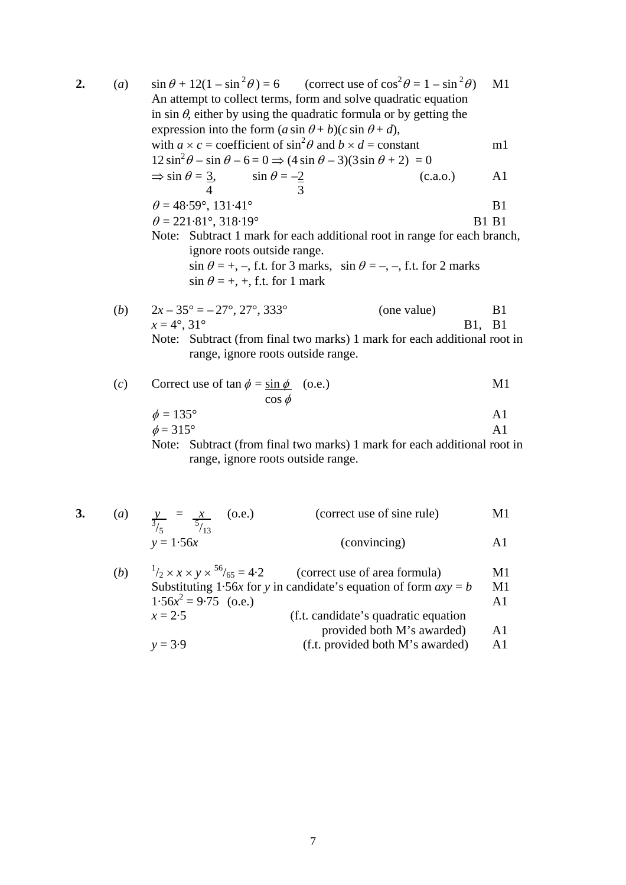**2.** (*a*) $\sin\theta + 12(1 - \sin^2\theta) = 6$ (correct use of $\cos^2\theta = 1 - \sin^2\theta$) M1

An attempt to collect terms, form and solve quadratic equation in $\sin\theta$, either by using the quadratic formula or by getting the expression into the form $(a\sin\theta + b)(c\sin\theta + d)$, with $a \times c$ = coefficient of $\sin^2\theta$ and $b \times d$ = constant m1

$12\sin^2\theta - \sin\theta - 6 = 0 \Rightarrow (4\sin\theta - 3)(3\sin\theta + 2) = 0$

$\Rightarrow \sin\theta = \frac{3}{4}$, $\sin\theta = -\frac{2}{3}$ (c.a.o.) A1

$\theta = 48{\cdot}59°, 131{\cdot}41°$ B1

$\theta = 221{\cdot}81°, 318{\cdot}19°$ B1 B1

Note: Subtract 1 mark for each additional root in range for each branch, ignore roots outside range.
$\sin\theta = +, -$, f.t. for 3 marks, $\sin\theta = -, -$, f.t. for 2 marks
$\sin\theta = +, +$, f.t. for 1 mark

(*b*) $2x - 35° = -27°, 27°, 333°$ (one value) B1

$x = 4°, 31°$ B1, B1

Note: Subtract (from final two marks) 1 mark for each additional root in range, ignore roots outside range.

(*c*) Correct use of $\tan\phi = \frac{\sin\phi}{\cos\phi}$ (o.e.) M1

$\phi = 135°$ A1

$\phi = 315°$ A1

Note: Subtract (from final two marks) 1 mark for each additional root in range, ignore roots outside range.

**3.** (*a*) $\frac{y}{{}^3/_5} = \frac{x}{{}^5/_{13}}$ (o.e.) (correct use of sine rule) M1

$y = 1{\cdot}56x$ (convincing) A1

(*b*) ${}^1/_2 \times x \times y \times {}^{56}/_{65} = 4{\cdot}2$ (correct use of area formula) M1

Substituting $1{\cdot}56x$ for $y$ in candidate's equation of form $axy = b$ M1

$1{\cdot}56x^2 = 9{\cdot}75$ (o.e.) A1

$x = 2{\cdot}5$ (f.t. candidate's quadratic equation provided both M's awarded) A1

$y = 3{\cdot}9$ (f.t. provided both M's awarded) A1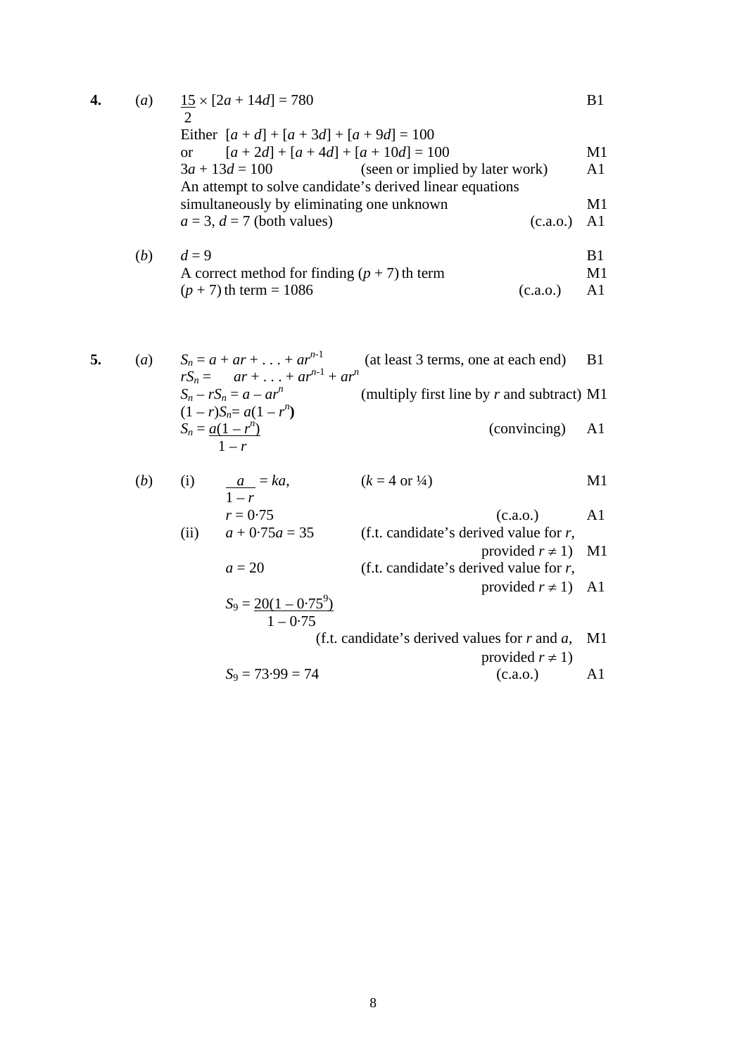**4.** (*a*)

| | | Mark |
|---|---|---|
| $\frac{15}{2} \times [2a + 14d] = 780$ | | B1 |
| Either $[a + d] + [a + 3d] + [a + 9d] = 100$ | | |
| or $[a + 2d] + [a + 4d] + [a + 10d] = 100$ | | M1 |
| $3a + 13d = 100$ | (seen or implied by later work) | A1 |
| An attempt to solve candidate's derived linear equations simultaneously by eliminating one unknown | | M1 |
| $a = 3$, $d = 7$ (both values) | (c.a.o.) | A1 |

(*b*)

| | | Mark |
|---|---|---|
| $d = 9$ | | B1 |
| A correct method for finding $(p + 7)$ th term | | M1 |
| $(p + 7)$ th term = 1086 | (c.a.o.) | A1 |

**5.** (*a*)

| | | Mark |
|---|---|---|
| $S_n = a + ar + \ldots + ar^{n-1}$ | (at least 3 terms, one at each end) | B1 |
| $rS_n = \quad ar + \ldots + ar^{n-1} + ar^n$ | | |
| $S_n - rS_n = a - ar^n$ | (multiply first line by $r$ and subtract) | M1 |
| $(1 - r)S_n = a(1 - r^n)$ | | |
| $S_n = \frac{a(1 - r^n)}{1 - r}$ | (convincing) | A1 |

(*b*)

| | | | Mark |
|---|---|---|---|
| (i) | $\frac{a}{1 - r} = ka$, | ($k = 4$ or ¼) | M1 |
| | $r = 0{\cdot}75$ | (c.a.o.) | A1 |
| (ii) | $a + 0{\cdot}75a = 35$ | (f.t. candidate's derived value for $r$, provided $r \neq 1$) | M1 |
| | $a = 20$ | (f.t. candidate's derived value for $r$, provided $r \neq 1$) | A1 |
| | $S_9 = \frac{20(1 - 0{\cdot}75^9)}{1 - 0{\cdot}75}$ | (f.t. candidate's derived values for $r$ and $a$, provided $r \neq 1$) | M1 |
| | $S_9 = 73{\cdot}99 = 74$ | (c.a.o.) | A1 |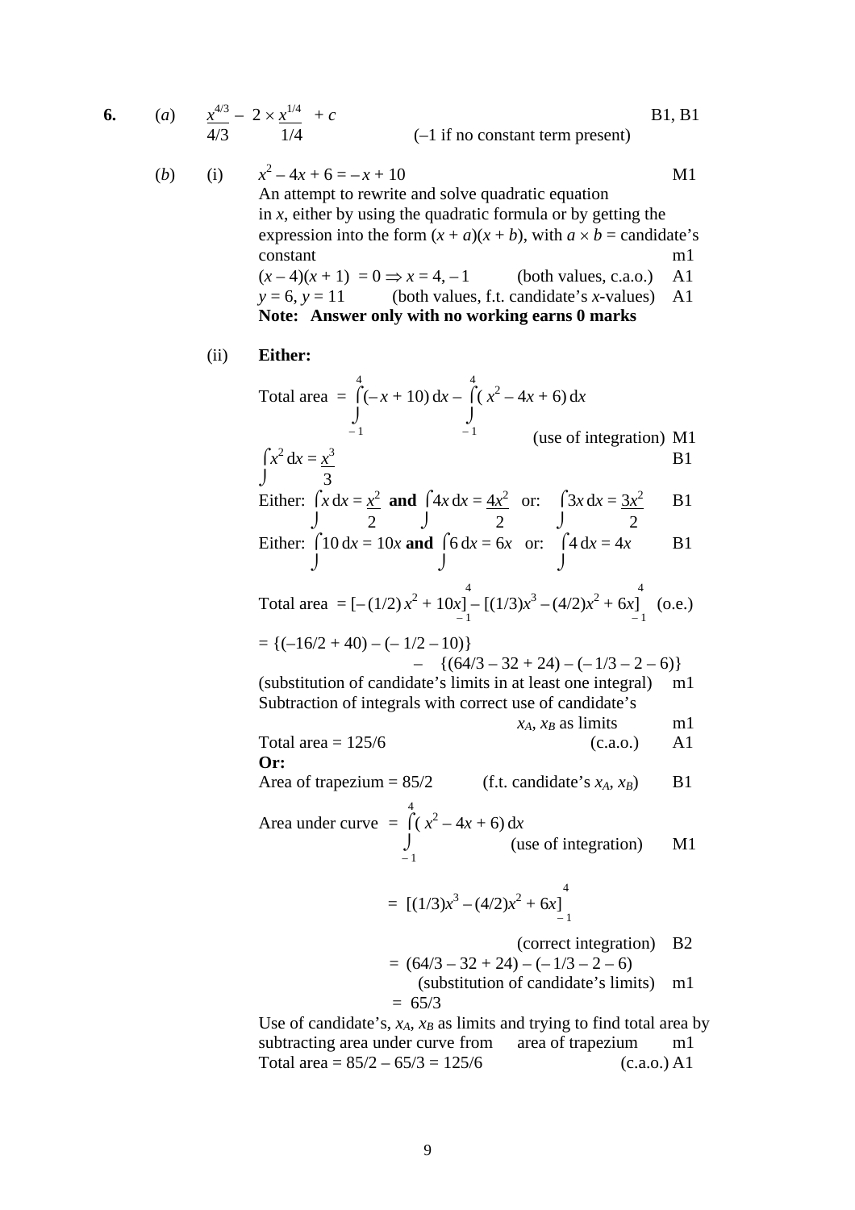**6.** (*a*) $\dfrac{x^{4/3}}{4/3} - 2 \times \dfrac{x^{1/4}}{1/4} + c$ B1, B1

(–1 if no constant term present)

(*b*) (i) $x^2 - 4x + 6 = -x + 10$ M1

An attempt to rewrite and solve quadratic equation in $x$, either by using the quadratic formula or by getting the expression into the form $(x + a)(x + b)$, with $a \times b$ = candidate's constant m1

$(x - 4)(x + 1) = 0 \Rightarrow x = 4, -1$ (both values, c.a.o.) A1

$y = 6, y = 11$ (both values, f.t. candidate's $x$-values) A1

**Note: Answer only with no working earns 0 marks**

(ii) **Either:**

$$\text{Total area} = \int_{-1}^{4} (-x + 10)\,dx - \int_{-1}^{4} (x^2 - 4x + 6)\,dx$$

(use of integration) M1

$\int x^2\,dx = \dfrac{x^3}{3}$ B1

Either: $\int x\,dx = \dfrac{x^2}{2}$ **and** $\int 4x\,dx = \dfrac{4x^2}{2}$ or: $\int 3x\,dx = \dfrac{3x^2}{2}$ B1

Either: $\int 10\,dx = 10x$ **and** $\int 6\,dx = 6x$ or: $\int 4\,dx = 4x$ B1

$$\text{Total area} = \left[-(1/2)x^2 + 10x\right]_{-1}^{4} - \left[(1/3)x^3 - (4/2)x^2 + 6x\right]_{-1}^{4} \quad \text{(o.e.)}$$

$= \{(-16/2 + 40) - (-1/2 - 10)\}$
$\quad - \{(64/3 - 32 + 24) - (-1/3 - 2 - 6)\}$

(substitution of candidate's limits in at least one integral) m1

Subtraction of integrals with correct use of candidate's $x_A$, $x_B$ as limits m1

Total area = 125/6 (c.a.o.) A1

**Or:**

Area of trapezium = 85/2 (f.t. candidate's $x_A$, $x_B$) B1

$$\text{Area under curve} = \int_{-1}^{4} (x^2 - 4x + 6)\,dx$$

(use of integration) M1

$$= \left[(1/3)x^3 - (4/2)x^2 + 6x\right]_{-1}^{4}$$

(correct integration) B2

$= (64/3 - 32 + 24) - (-1/3 - 2 - 6)$

(substitution of candidate's limits) m1

$= 65/3$

Use of candidate's, $x_A$, $x_B$ as limits and trying to find total area by subtracting area under curve from area of trapezium m1

Total area = 85/2 – 65/3 = 125/6 (c.a.o.) A1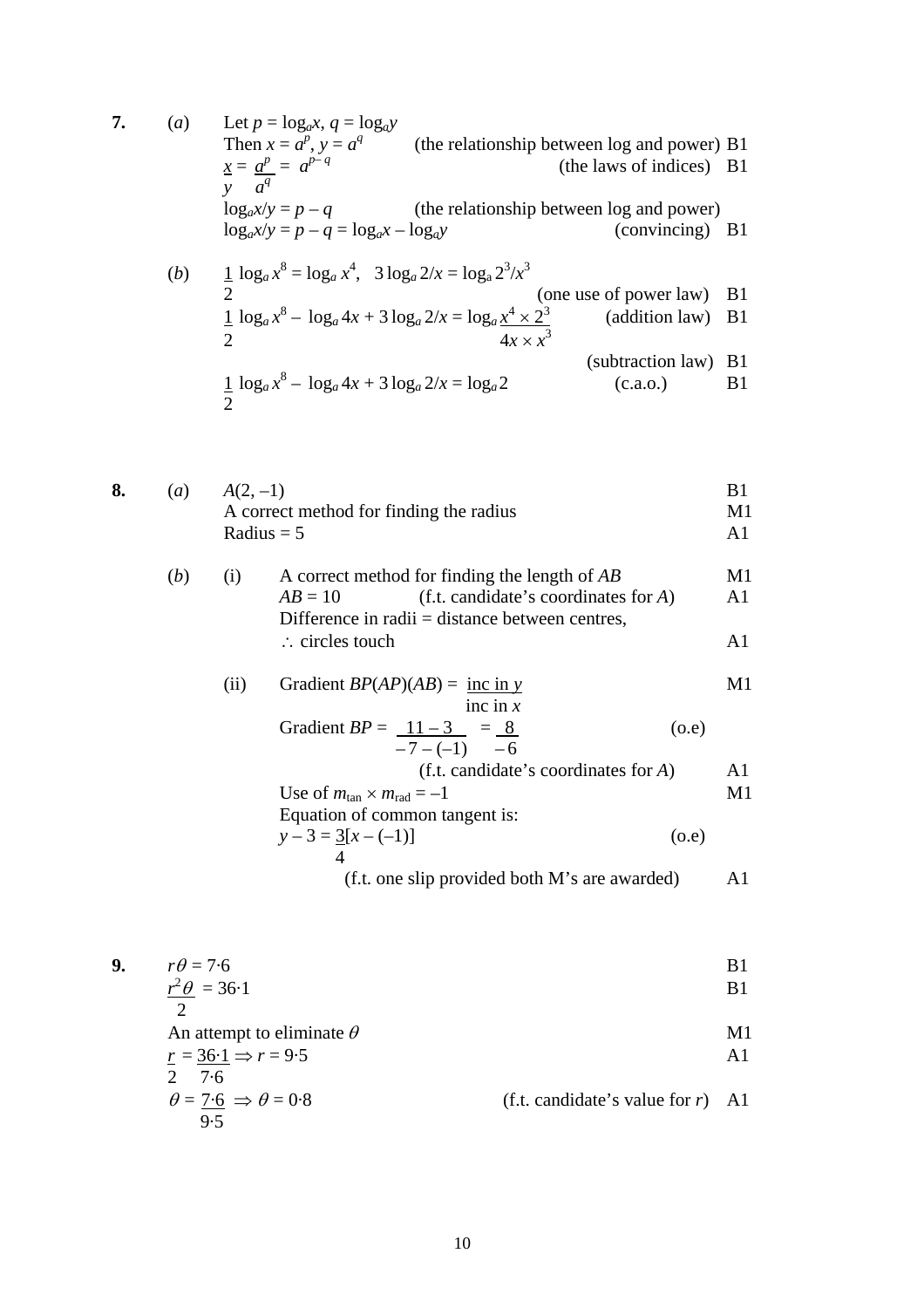**7.** (*a*) Let $p = \log_a x$, $q = \log_a y$

Then $x = a^p$, $y = a^q$ (the relationship between log and power) B1

$\dfrac{x}{y} = \dfrac{a^p}{a^q} = a^{p-q}$ (the laws of indices) B1

$\log_a x/y = p - q$ (the relationship between log and power)

$\log_a x/y = p - q = \log_a x - \log_a y$ (convincing) B1

(*b*) $\dfrac{1}{2}\log_a x^8 = \log_a x^4$, $3\log_a 2/x = \log_a 2^3/x^3$

(one use of power law) B1

$\dfrac{1}{2}\log_a x^8 - \log_a 4x + 3\log_a 2/x = \log_a \dfrac{x^4 \times 2^3}{4x \times x^3}$ (addition law) B1

(subtraction law) B1

$\dfrac{1}{2}\log_a x^8 - \log_a 4x + 3\log_a 2/x = \log_a 2$ (c.a.o.) B1

**8.** (*a*) $A(2, -1)$ B1

A correct method for finding the radius M1

Radius = 5 A1

(*b*) (i) A correct method for finding the length of $AB$ M1

$AB = 10$ (f.t. candidate's coordinates for $A$) A1

Difference in radii = distance between centres,

$\therefore$ circles touch A1

(ii) Gradient $BP(AP)(AB) = \dfrac{\text{inc in } y}{\text{inc in } x}$ M1

Gradient $BP = \dfrac{11 - 3}{-7 - (-1)} = \dfrac{8}{-6}$ (o.e)

(f.t. candidate's coordinates for $A$) A1

Use of $m_{\tan} \times m_{\text{rad}} = -1$ M1

Equation of common tangent is:

$y - 3 = \dfrac{3}{4}[x - (-1)]$ (o.e)

(f.t. one slip provided both M's are awarded) A1

**9.** $r\theta = 7{\cdot}6$ B1

$\dfrac{r^2\theta}{2} = 36{\cdot}1$ B1

An attempt to eliminate $\theta$ M1

$\dfrac{r}{2} = \dfrac{36{\cdot}1}{7{\cdot}6} \Rightarrow r = 9{\cdot}5$ A1

$\theta = \dfrac{7{\cdot}6}{9{\cdot}5} \Rightarrow \theta = 0{\cdot}8$ (f.t. candidate's value for $r$) A1